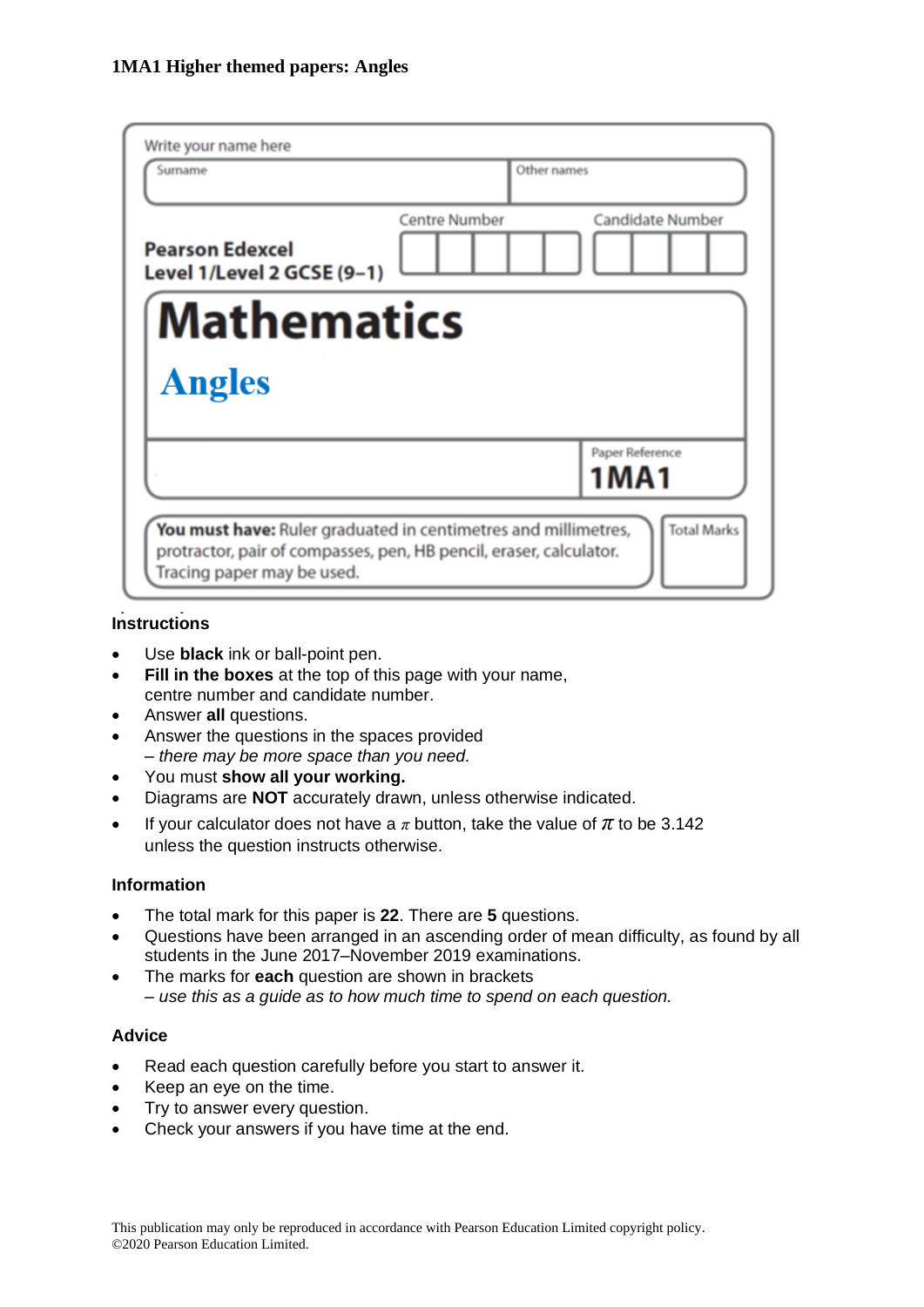**1MA1 Higher themed papers: Angles**

Write your name here

| Surname | Other names |
| --- | --- |
| | |

**Pearson Edexcel**
**Level 1/Level 2 GCSE (9–1)**

Centre Number | Candidate Number

# Mathematics

## Angles

Paper Reference
**1MA1**

**You must have:** Ruler graduated in centimetres and millimetres, protractor, pair of compasses, pen, HB pencil, eraser, calculator. Tracing paper may be used.

Total Marks

### Instructions

- Use **black** ink or ball-point pen.
- **Fill in the boxes** at the top of this page with your name, centre number and candidate number.
- Answer **all** questions.
- Answer the questions in the spaces provided
  – *there may be more space than you need.*
- You must **show all your working.**
- Diagrams are **NOT** accurately drawn, unless otherwise indicated.
- If your calculator does not have a $\pi$ button, take the value of $\pi$ to be 3.142 unless the question instructs otherwise.

### Information

- The total mark for this paper is **22**. There are **5** questions.
- Questions have been arranged in an ascending order of mean difficulty, as found by all students in the June 2017–November 2019 examinations.
- The marks for **each** question are shown in brackets
  – *use this as a guide as to how much time to spend on each question.*

### Advice

- Read each question carefully before you start to answer it.
- Keep an eye on the time.
- Try to answer every question.
- Check your answers if you have time at the end.

This publication may only be reproduced in accordance with Pearson Education Limited copyright policy.
©2020 Pearson Education Limited.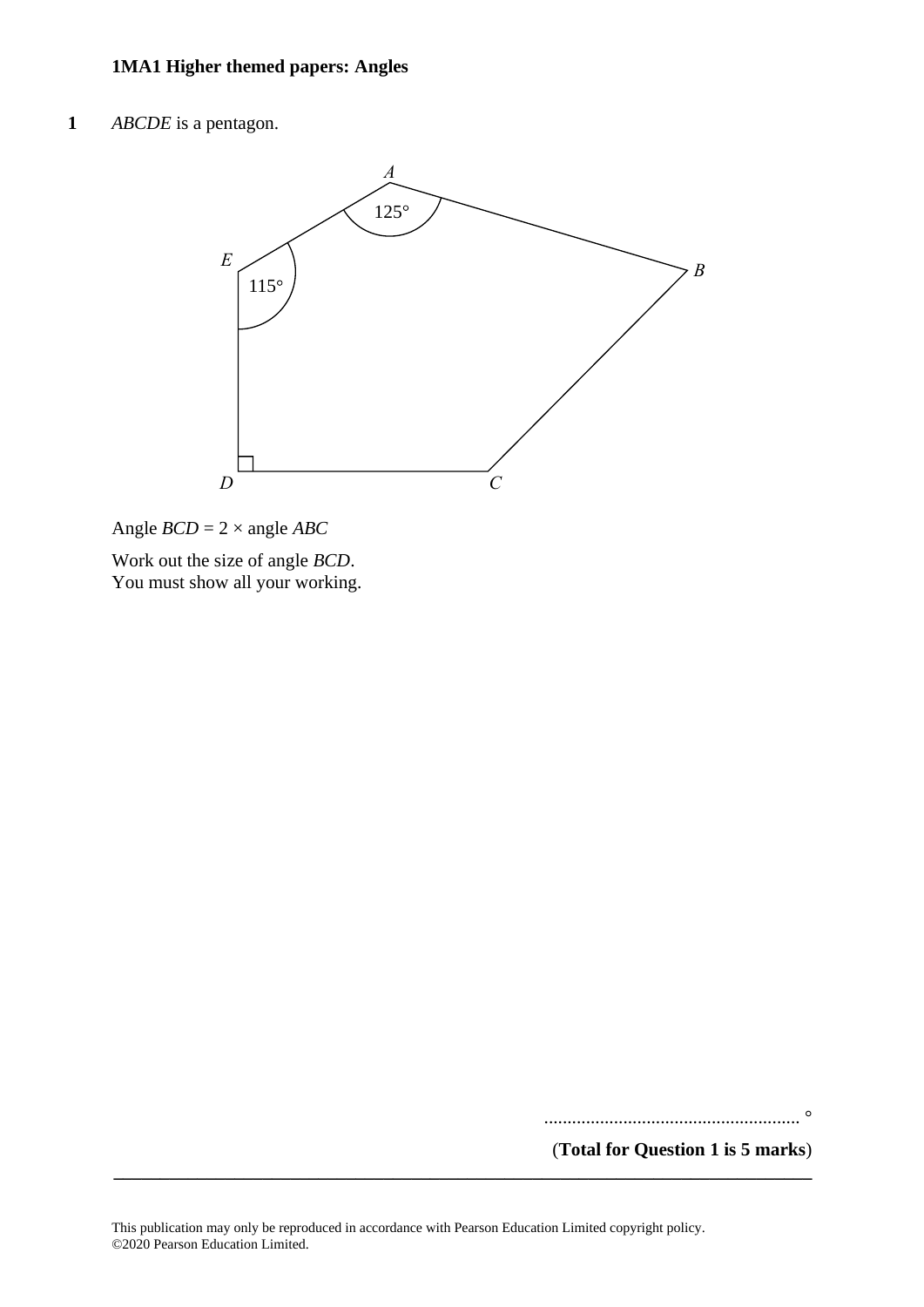**1MA1 Higher themed papers: Angles**

**1** *ABCDE* is a pentagon.

Angle $BCD = 2 \times$ angle $ABC$

Work out the size of angle *BCD*.
You must show all your working.

....................................................... °

(**Total for Question 1 is 5 marks**)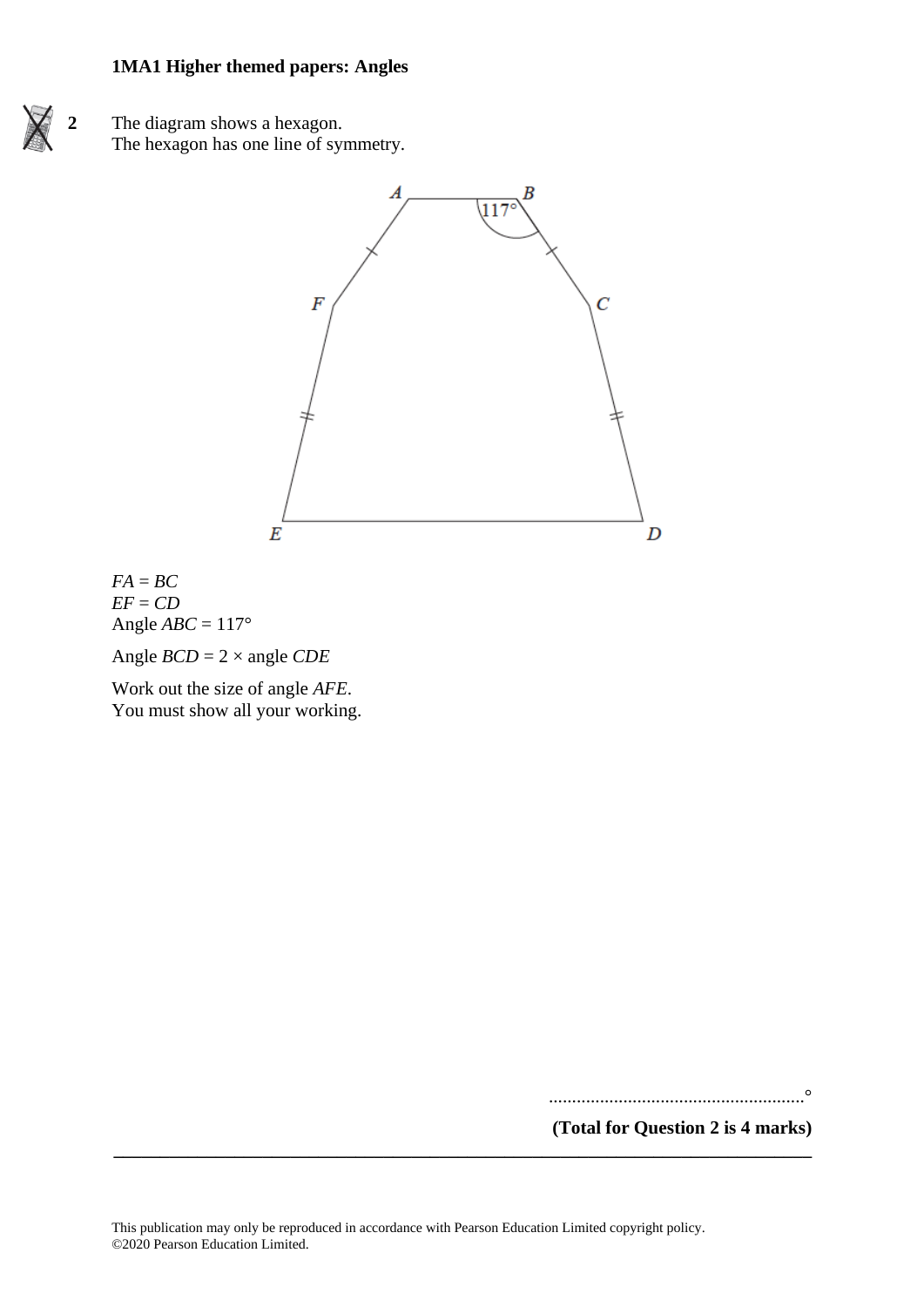**2** The diagram shows a hexagon.
The hexagon has one line of symmetry.

$FA = BC$
$EF = CD$
Angle $ABC = 117°$

Angle $BCD = 2 \times$ angle $CDE$

Work out the size of angle $AFE$.
You must show all your working.

.......................................................°

**(Total for Question 2 is 4 marks)**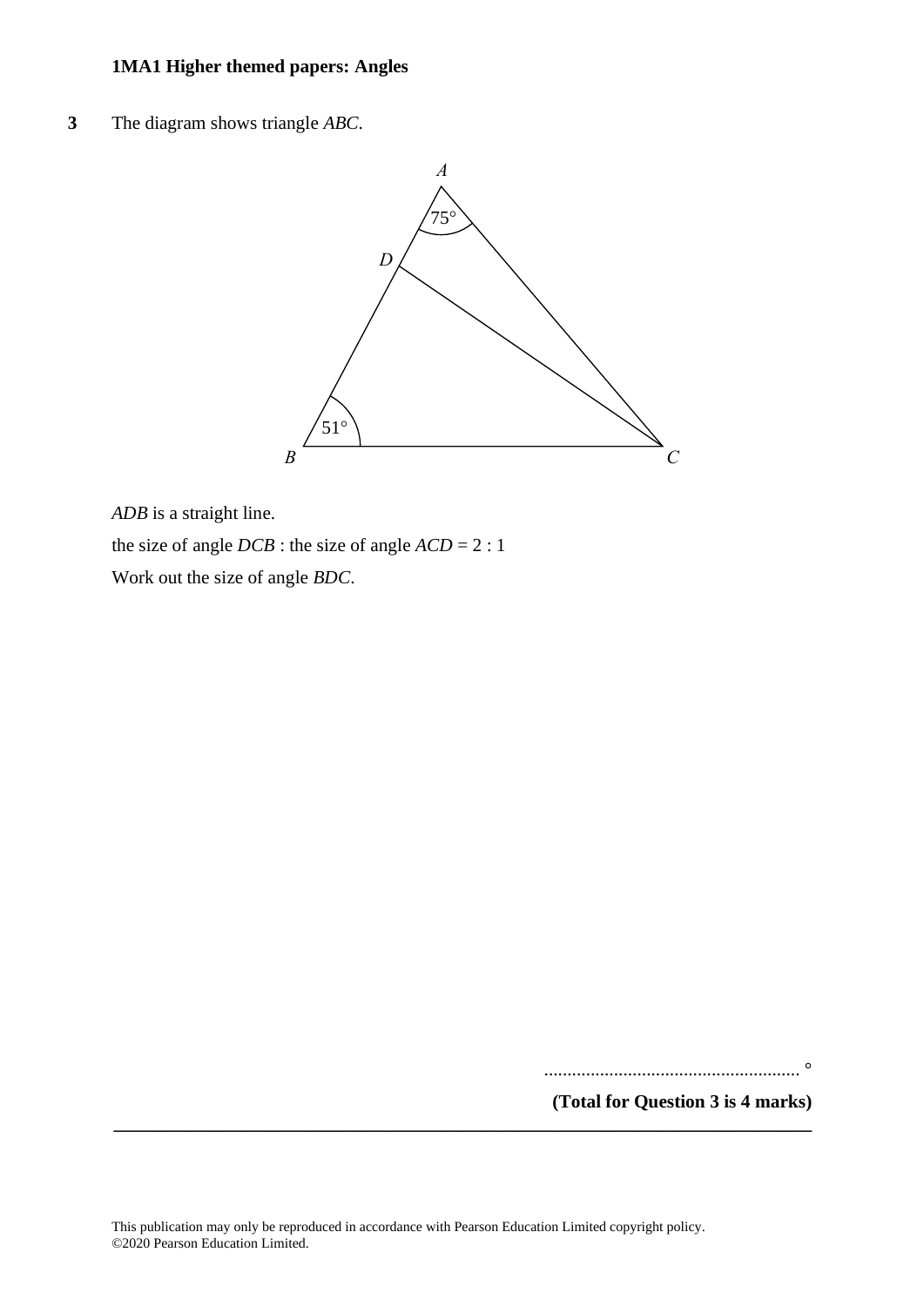**1MA1 Higher themed papers: Angles**

**3** The diagram shows triangle *ABC*.

*ADB* is a straight line.

the size of angle *DCB* : the size of angle *ACD* = 2 : 1

Work out the size of angle *BDC*.

.......................................................°

**(Total for Question 3 is 4 marks)**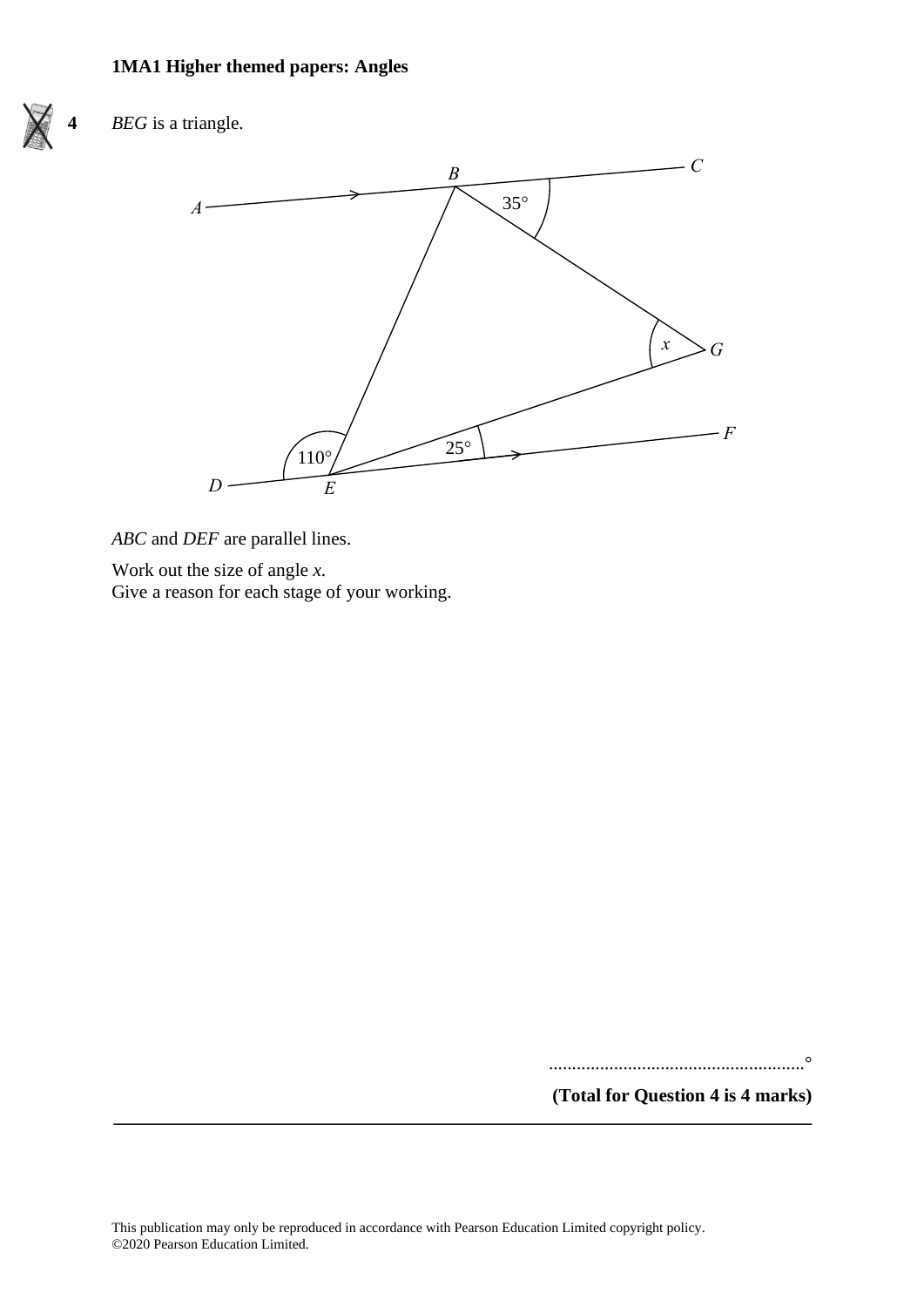**4** *BEG* is a triangle.

*ABC* and *DEF* are parallel lines.

Work out the size of angle $x$.
Give a reason for each stage of your working.

.......................................................°

**(Total for Question 4 is 4 marks)**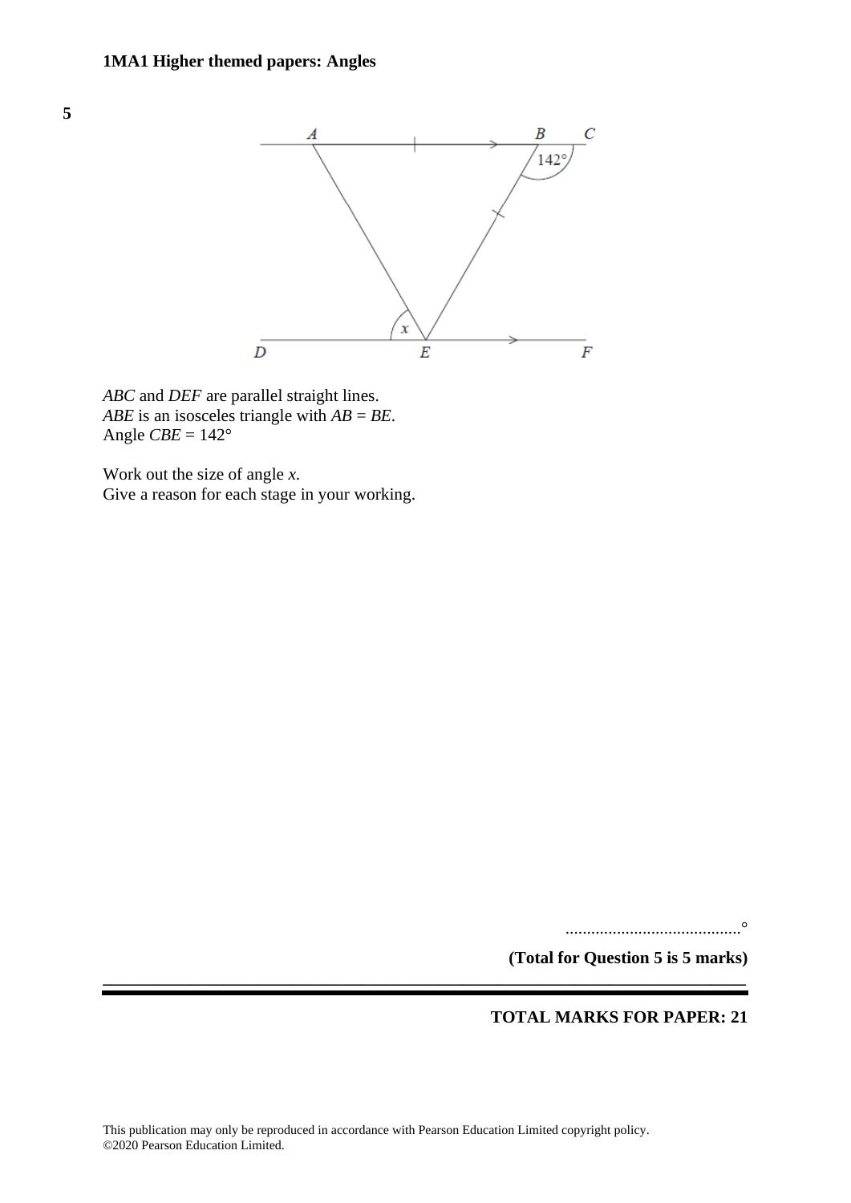**5**

*ABC* and *DEF* are parallel straight lines.
*ABE* is an isosceles triangle with $AB = BE$.
Angle $CBE = 142°$

Work out the size of angle $x$.
Give a reason for each stage in your working.

..........................................°

**(Total for Question 5 is 5 marks)**

---

**TOTAL MARKS FOR PAPER: 21**

This publication may only be reproduced in accordance with Pearson Education Limited copyright policy.
©2020 Pearson Education Limited.